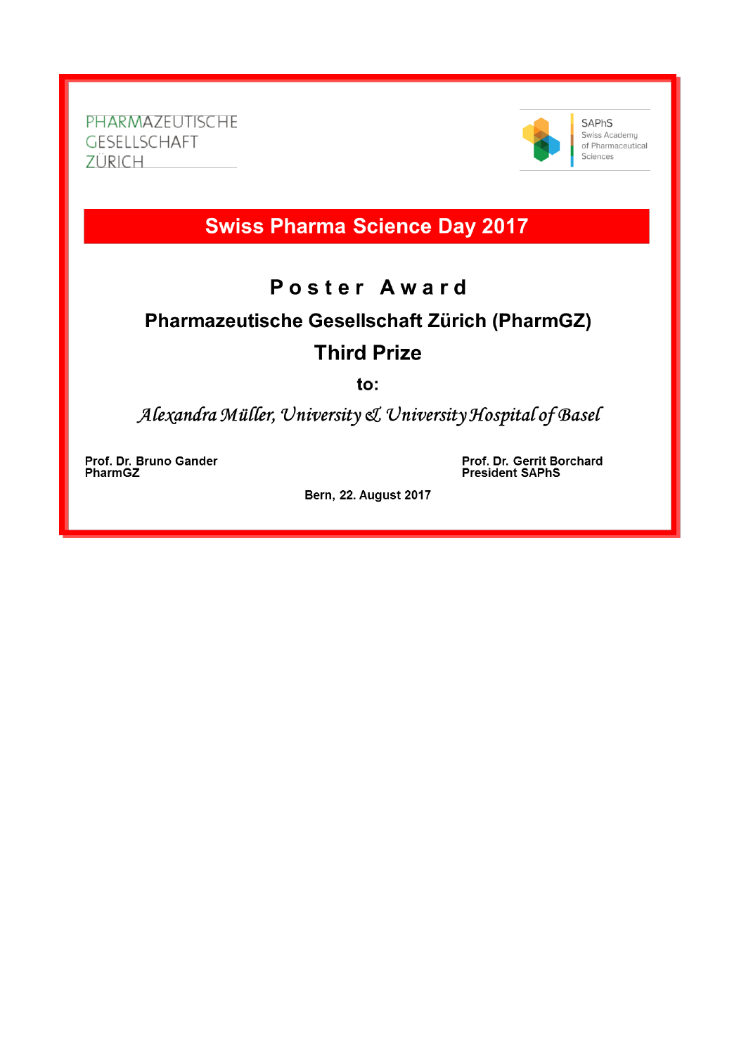PHARMAZEUTISCHE
GESELLSCHAFT
ZÜRICH

SAPhS
Swiss Academy
of Pharmaceutical
Sciences

# Swiss Pharma Science Day 2017

## Poster Award

**Pharmazeutische Gesellschaft Zürich (PharmGZ)**

**Third Prize**

**to:**

*Alexandra Müller, University & University Hospital of Basel*

**Prof. Dr. Bruno Gander**
**PharmGZ**

**Prof. Dr. Gerrit Borchard**
**President SAPhS**

**Bern, 22. August 2017**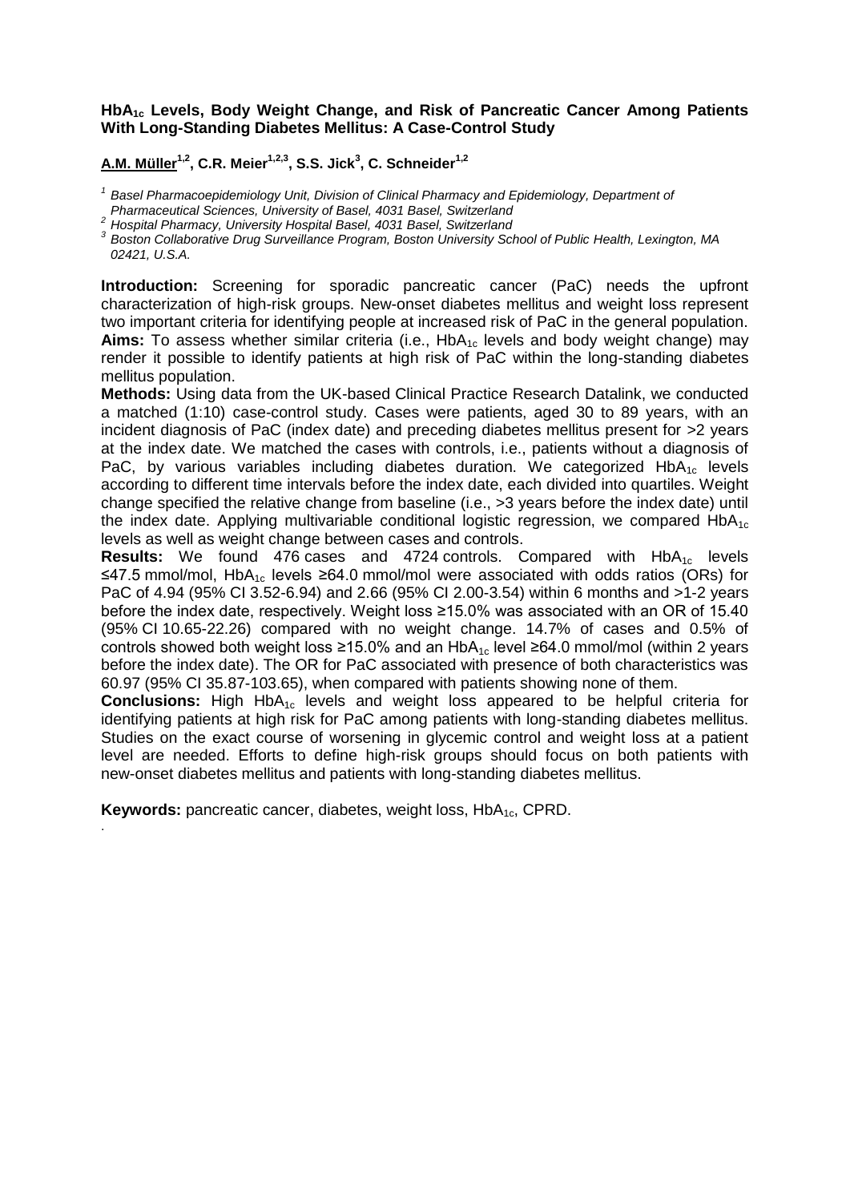## $HbA_{1c}$ Levels, Body Weight Change, and Risk of Pancreatic Cancer Among Patients With Long-Standing Diabetes Mellitus: A Case-Control Study

**A.M. Müller**[1,2], **C.R. Meier**[1,2,3], **S.S. Jick**[3], **C. Schneider**[1,2]

*[1] Basel Pharmacoepidemiology Unit, Division of Clinical Pharmacy and Epidemiology, Department of Pharmaceutical Sciences, University of Basel, 4031 Basel, Switzerland*
*[2] Hospital Pharmacy, University Hospital Basel, 4031 Basel, Switzerland*
*[3] Boston Collaborative Drug Surveillance Program, Boston University School of Public Health, Lexington, MA 02421, U.S.A.*

**Introduction:** Screening for sporadic pancreatic cancer (PaC) needs the upfront characterization of high-risk groups. New-onset diabetes mellitus and weight loss represent two important criteria for identifying people at increased risk of PaC in the general population.
**Aims:** To assess whether similar criteria (i.e., $HbA_{1c}$ levels and body weight change) may render it possible to identify patients at high risk of PaC within the long-standing diabetes mellitus population.
**Methods:** Using data from the UK-based Clinical Practice Research Datalink, we conducted a matched (1:10) case-control study. Cases were patients, aged 30 to 89 years, with an incident diagnosis of PaC (index date) and preceding diabetes mellitus present for >2 years at the index date. We matched the cases with controls, i.e., patients without a diagnosis of PaC, by various variables including diabetes duration. We categorized $HbA_{1c}$ levels according to different time intervals before the index date, each divided into quartiles. Weight change specified the relative change from baseline (i.e., >3 years before the index date) until the index date. Applying multivariable conditional logistic regression, we compared $HbA_{1c}$ levels as well as weight change between cases and controls.
**Results:** We found 476 cases and 4724 controls. Compared with $HbA_{1c}$ levels ≤47.5 mmol/mol, $HbA_{1c}$ levels ≥64.0 mmol/mol were associated with odds ratios (ORs) for PaC of 4.94 (95% CI 3.52-6.94) and 2.66 (95% CI 2.00-3.54) within 6 months and >1-2 years before the index date, respectively. Weight loss ≥15.0% was associated with an OR of 15.40 (95% CI 10.65-22.26) compared with no weight change. 14.7% of cases and 0.5% of controls showed both weight loss ≥15.0% and an $HbA_{1c}$ level ≥64.0 mmol/mol (within 2 years before the index date). The OR for PaC associated with presence of both characteristics was 60.97 (95% CI 35.87-103.65), when compared with patients showing none of them.
**Conclusions:** High $HbA_{1c}$ levels and weight loss appeared to be helpful criteria for identifying patients at high risk for PaC among patients with long-standing diabetes mellitus. Studies on the exact course of worsening in glycemic control and weight loss at a patient level are needed. Efforts to define high-risk groups should focus on both patients with new-onset diabetes mellitus and patients with long-standing diabetes mellitus.

**Keywords:** pancreatic cancer, diabetes, weight loss, $HbA_{1c}$, CPRD.